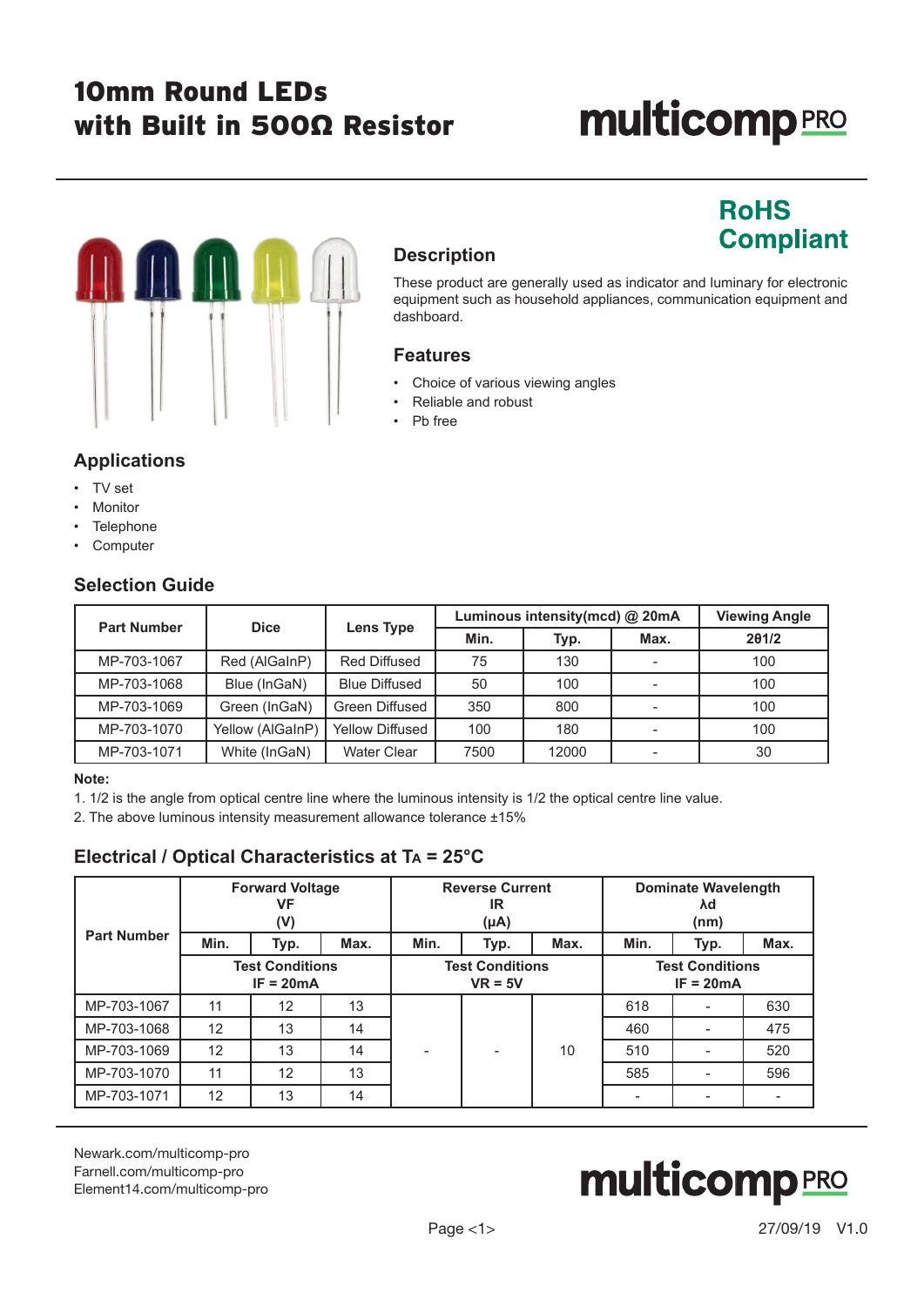# 10mm Round LEDs with Built in 500Ω Resistor

**RoHS Compliant**

## Description

These product are generally used as indicator and luminary for electronic equipment such as household appliances, communication equipment and dashboard.

## Features

- Choice of various viewing angles
- Reliable and robust
- Pb free

## Applications

- TV set
- Monitor
- Telephone
- Computer

## Selection Guide

| Part Number | Dice | Lens Type | Luminous intensity(mcd) @ 20mA | | | Viewing Angle |
|---|---|---|---|---|---|---|
| | | | Min. | Typ. | Max. | 2θ1/2 |
| MP-703-1067 | Red (AlGaInP) | Red Diffused | 75 | 130 | - | 100 |
| MP-703-1068 | Blue (InGaN) | Blue Diffused | 50 | 100 | - | 100 |
| MP-703-1069 | Green (InGaN) | Green Diffused | 350 | 800 | - | 100 |
| MP-703-1070 | Yellow (AlGaInP) | Yellow Diffused | 100 | 180 | - | 100 |
| MP-703-1071 | White (InGaN) | Water Clear | 7500 | 12000 | - | 30 |

**Note:**

1. 1/2 is the angle from optical centre line where the luminous intensity is 1/2 the optical centre line value.
2. The above luminous intensity measurement allowance tolerance ±15%

## Electrical / Optical Characteristics at $T_A$ = 25°C

| Part Number | Forward Voltage VF (V) | | | Reverse Current IR (μA) | | | Dominate Wavelength λd (nm) | | |
|---|---|---|---|---|---|---|---|---|---|
| | Min. | Typ. | Max. | Min. | Typ. | Max. | Min. | Typ. | Max. |
| | Test Conditions IF = 20mA | | | Test Conditions VR = 5V | | | Test Conditions IF = 20mA | | |
| MP-703-1067 | 11 | 12 | 13 | - | - | 10 | 618 | - | 630 |
| MP-703-1068 | 12 | 13 | 14 | - | - | 10 | 460 | - | 475 |
| MP-703-1069 | 12 | 13 | 14 | - | - | 10 | 510 | - | 520 |
| MP-703-1070 | 11 | 12 | 13 | - | - | 10 | 585 | - | 596 |
| MP-703-1071 | 12 | 13 | 14 | - | - | 10 | - | - | - |

Newark.com/multicomp-pro
Farnell.com/multicomp-pro
Element14.com/multicomp-pro

27/09/19 V1.0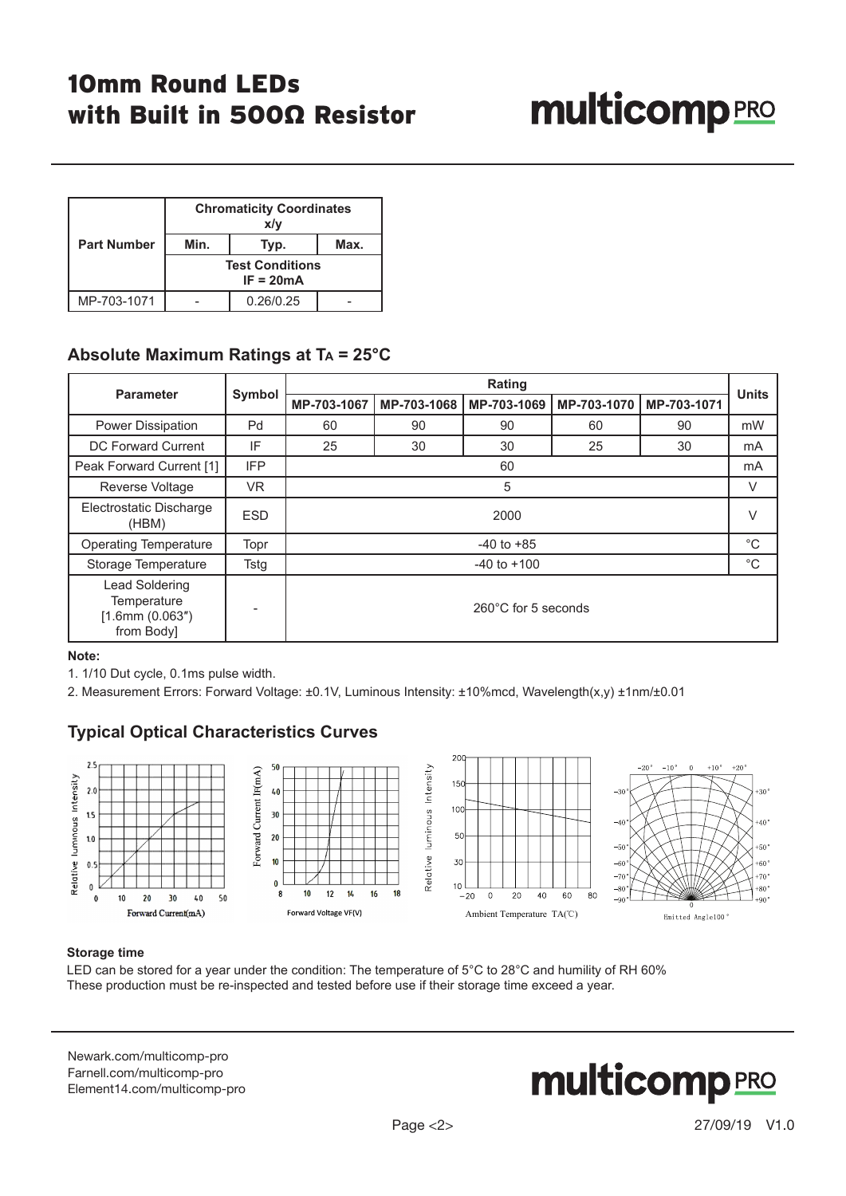# 10mm Round LEDs with Built in 500Ω Resistor

| Part Number | Chromaticity Coordinates x/y | | |
|---|---|---|---|
| | Min. | Typ. | Max. |
| | Test Conditions IF = 20mA | | |
| MP-703-1071 | - | 0.26/0.25 | - |

## Absolute Maximum Ratings at $T_A$ = 25°C

| Parameter | Symbol | Rating | | | | | Units |
|---|---|---|---|---|---|---|---|
| | | MP-703-1067 | MP-703-1068 | MP-703-1069 | MP-703-1070 | MP-703-1071 | |
| Power Dissipation | Pd | 60 | 90 | 90 | 60 | 90 | mW |
| DC Forward Current | IF | 25 | 30 | 30 | 25 | 30 | mA |
| Peak Forward Current [1] | IFP | 60 | | | | | mA |
| Reverse Voltage | VR | 5 | | | | | V |
| Electrostatic Discharge (HBM) | ESD | 2000 | | | | | V |
| Operating Temperature | Topr | -40 to +85 | | | | | °C |
| Storage Temperature | Tstg | -40 to +100 | | | | | °C |
| Lead Soldering Temperature [1.6mm (0.063″) from Body] | - | 260°C for 5 seconds | | | | | |

**Note:**

1. 1/10 Dut cycle, 0.1ms pulse width.
2. Measurement Errors: Forward Voltage: ±0.1V, Luminous Intensity: ±10%mcd, Wavelength(x,y) ±1nm/±0.01

## Typical Optical Characteristics Curves

**Storage time**

LED can be stored for a year under the condition: The temperature of 5°C to 28°C and humility of RH 60%
These production must be re-inspected and tested before use if their storage time exceed a year.

Newark.com/multicomp-pro
Farnell.com/multicomp-pro
Element14.com/multicomp-pro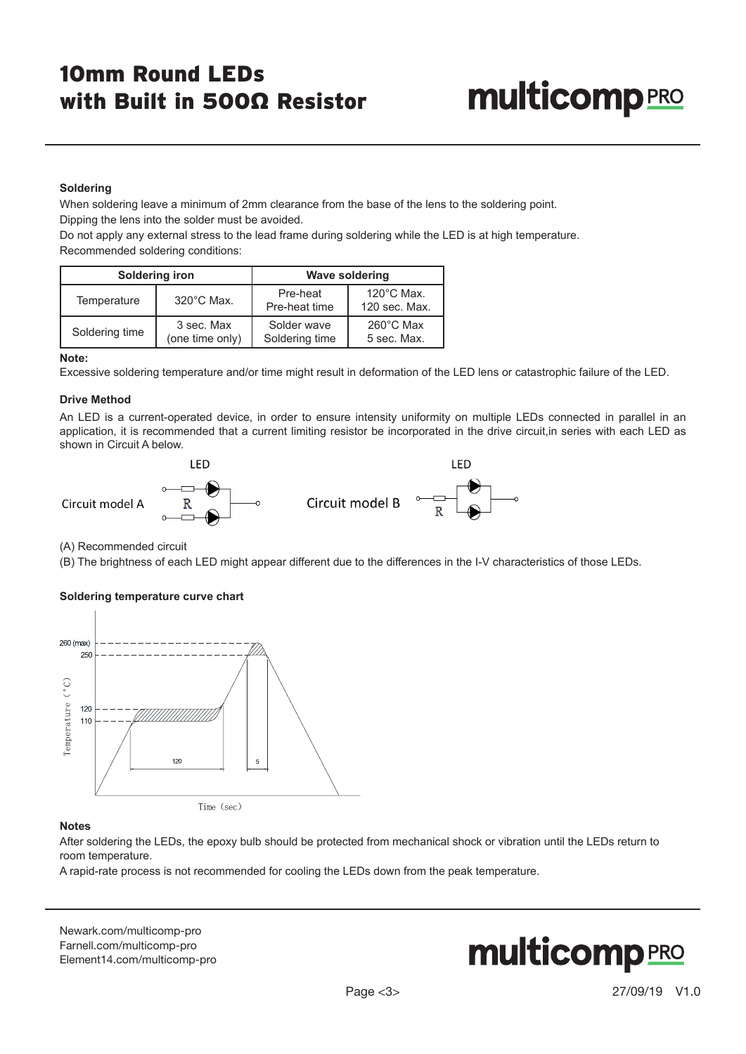### Soldering

When soldering leave a minimum of 2mm clearance from the base of the lens to the soldering point.
Dipping the lens into the solder must be avoided.
Do not apply any external stress to the lead frame during soldering while the LED is at high temperature.
Recommended soldering conditions:

| Soldering iron | | Wave soldering | |
|---|---|---|---|
| Temperature | 320°C Max. | Pre-heat<br>Pre-heat time | 120°C Max.<br>120 sec. Max. |
| Soldering time | 3 sec. Max<br>(one time only) | Solder wave<br>Soldering time | 260°C Max<br>5 sec. Max. |

**Note:**
Excessive soldering temperature and/or time might result in deformation of the LED lens or catastrophic failure of the LED.

### Drive Method

An LED is a current-operated device, in order to ensure intensity uniformity on multiple LEDs connected in parallel in an application, it is recommended that a current limiting resistor be incorporated in the drive circuit,in series with each LED as shown in Circuit A below.

Circuit model A — LED, R

Circuit model B — LED, R

(A) Recommended circuit

(B) The brightness of each LED might appear different due to the differences in the I-V characteristics of those LEDs.

### Soldering temperature curve chart

Temperature (°C): 260 (max), 250, 120, 110
Time (sec): 120, 5

### Notes

After soldering the LEDs, the epoxy bulb should be protected from mechanical shock or vibration until the LEDs return to room temperature.
A rapid-rate process is not recommended for cooling the LEDs down from the peak temperature.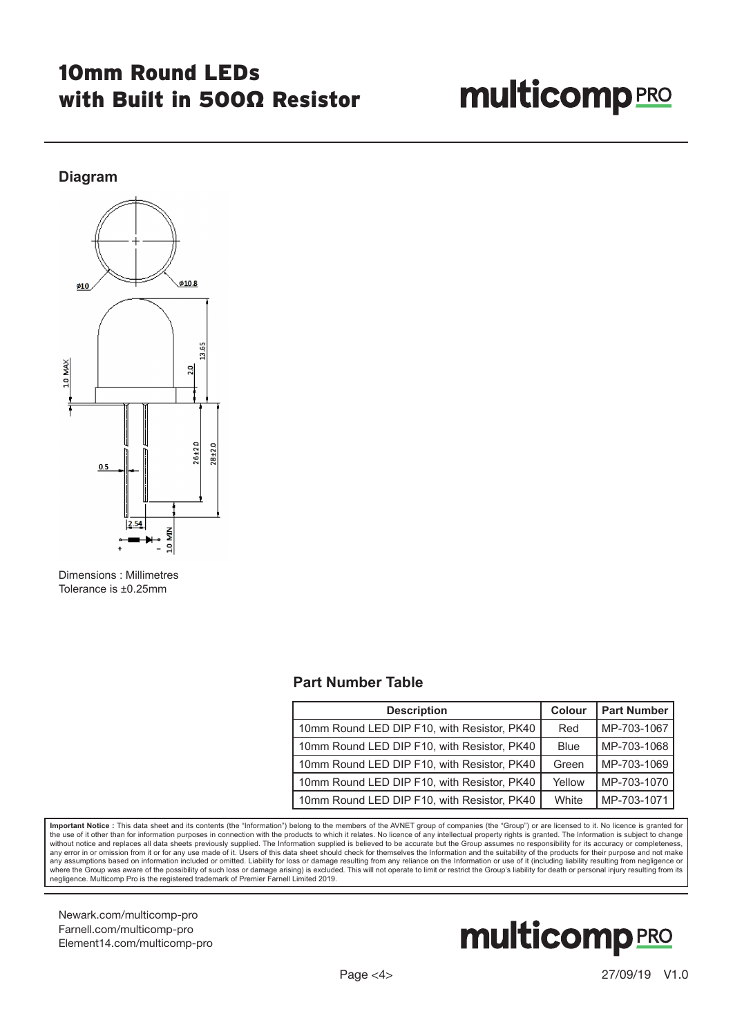# 10mm Round LEDs with Built in 500Ω Resistor

## Diagram

ø10
ø10.8
13.65
2.0
1.0 MAX
26±2.0
28±2.0
0.5
2.54
1.0 MIN
+
-

Dimensions : Millimetres
Tolerance is ±0.25mm

## Part Number Table

| Description | Colour | Part Number |
| --- | --- | --- |
| 10mm Round LED DIP F10, with Resistor, PK40 | Red | MP-703-1067 |
| 10mm Round LED DIP F10, with Resistor, PK40 | Blue | MP-703-1068 |
| 10mm Round LED DIP F10, with Resistor, PK40 | Green | MP-703-1069 |
| 10mm Round LED DIP F10, with Resistor, PK40 | Yellow | MP-703-1070 |
| 10mm Round LED DIP F10, with Resistor, PK40 | White | MP-703-1071 |

**Important Notice :** This data sheet and its contents (the "Information") belong to the members of the AVNET group of companies (the "Group") or are licensed to it. No licence is granted for the use of it other than for information purposes in connection with the products to which it relates. No licence of any intellectual property rights is granted. The Information is subject to change without notice and replaces all data sheets previously supplied. The Information supplied is believed to be accurate but the Group assumes no responsibility for its accuracy or completeness, any error in or omission from it or for any use made of it. Users of this data sheet should check for themselves the Information and the suitability of the products for their purpose and not make any assumptions based on information included or omitted. Liability for loss or damage resulting from any reliance on the Information or use of it (including liability resulting from negligence or where the Group was aware of the possibility of such loss or damage arising) is excluded. This will not operate to limit or restrict the Group's liability for death or personal injury resulting from its negligence. Multicomp Pro is the registered trademark of Premier Farnell Limited 2019.

Newark.com/multicomp-pro
Farnell.com/multicomp-pro
Element14.com/multicomp-pro

27/09/19 V1.0